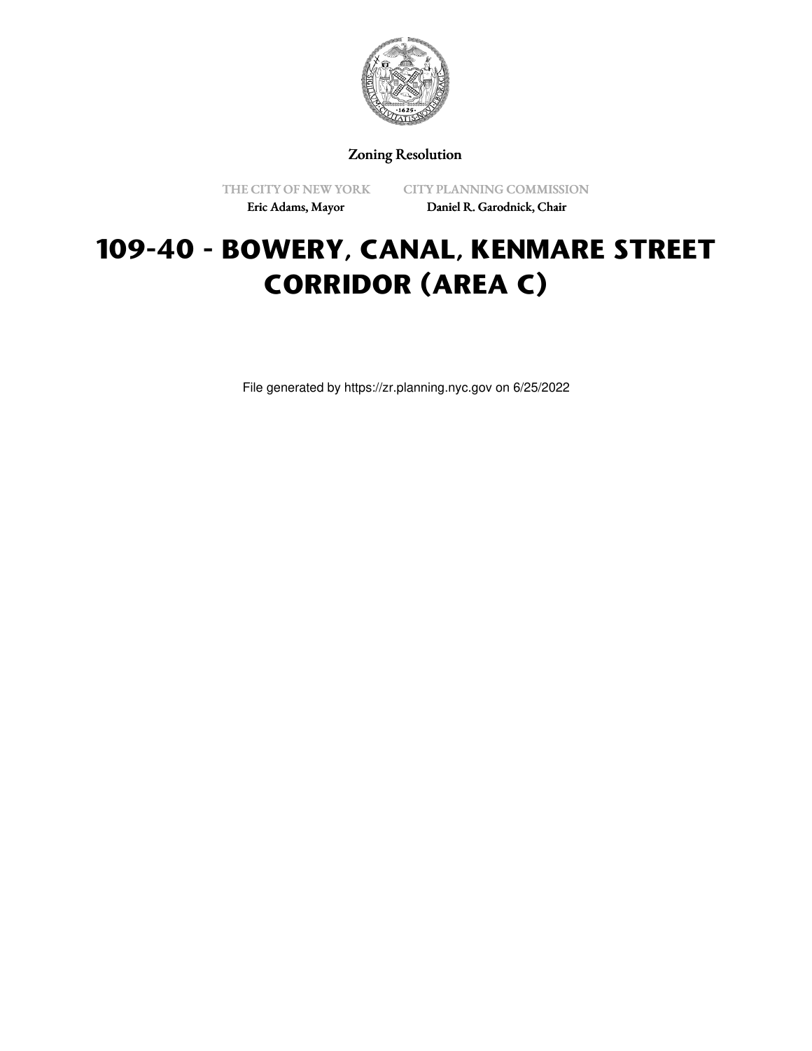Zoning Resolution

THE CITY OF NEW YORK
Eric Adams, Mayor

CITY PLANNING COMMISSION
Daniel R. Garodnick, Chair

# 109-40 - BOWERY, CANAL, KENMARE STREET CORRIDOR (AREA C)

File generated by https://zr.planning.nyc.gov on 6/25/2022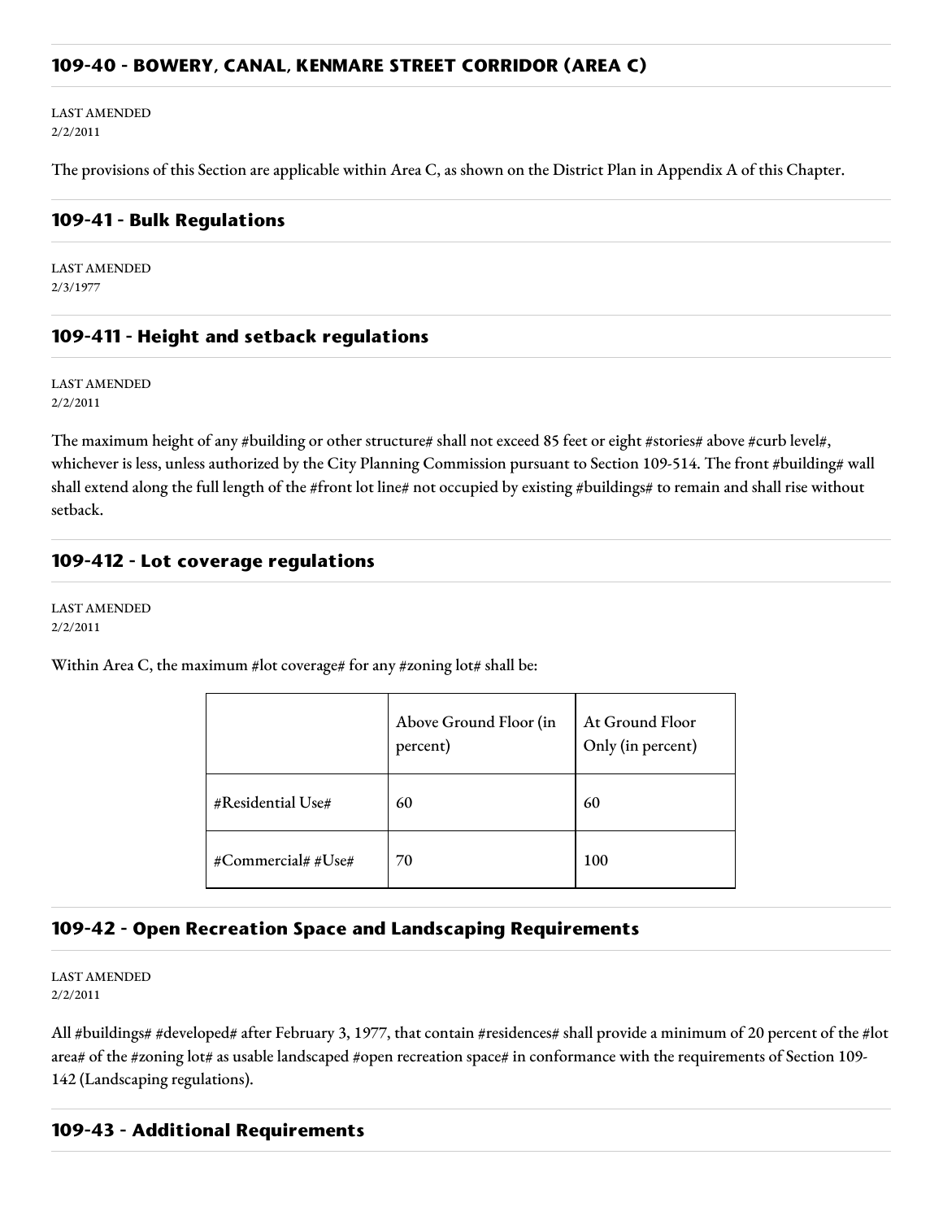## 109-40 - BOWERY, CANAL, KENMARE STREET CORRIDOR (AREA C)

LAST AMENDED
2/2/2011

The provisions of this Section are applicable within Area C, as shown on the District Plan in Appendix A of this Chapter.

## 109-41 - Bulk Regulations

LAST AMENDED
2/3/1977

## 109-411 - Height and setback regulations

LAST AMENDED
2/2/2011

The maximum height of any #building or other structure# shall not exceed 85 feet or eight #stories# above #curb level#, whichever is less, unless authorized by the City Planning Commission pursuant to Section 109-514. The front #building# wall shall extend along the full length of the #front lot line# not occupied by existing #buildings# to remain and shall rise without setback.

## 109-412 - Lot coverage regulations

LAST AMENDED
2/2/2011

Within Area C, the maximum #lot coverage# for any #zoning lot# shall be:

| | Above Ground Floor (in percent) | At Ground Floor Only (in percent) |
|---|---|---|
| #Residential Use# | 60 | 60 |
| #Commercial# #Use# | 70 | 100 |

## 109-42 - Open Recreation Space and Landscaping Requirements

LAST AMENDED
2/2/2011

All #buildings# #developed# after February 3, 1977, that contain #residences# shall provide a minimum of 20 percent of the #lot area# of the #zoning lot# as usable landscaped #open recreation space# in conformance with the requirements of Section 109-142 (Landscaping regulations).

## 109-43 - Additional Requirements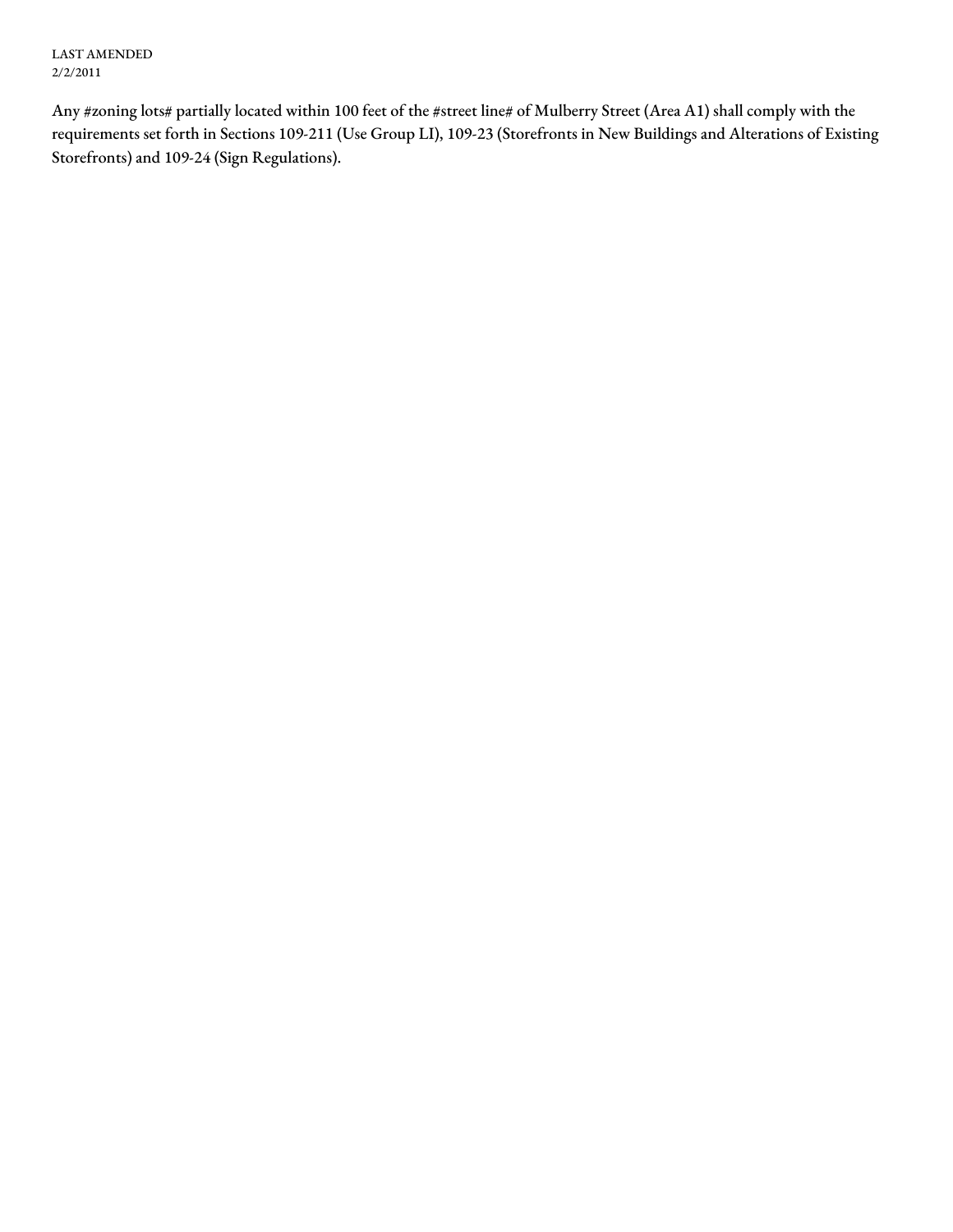LAST AMENDED
2/2/2011

Any #zoning lots# partially located within 100 feet of the #street line# of Mulberry Street (Area A1) shall comply with the requirements set forth in Sections 109-211 (Use Group LI), 109-23 (Storefronts in New Buildings and Alterations of Existing Storefronts) and 109-24 (Sign Regulations).